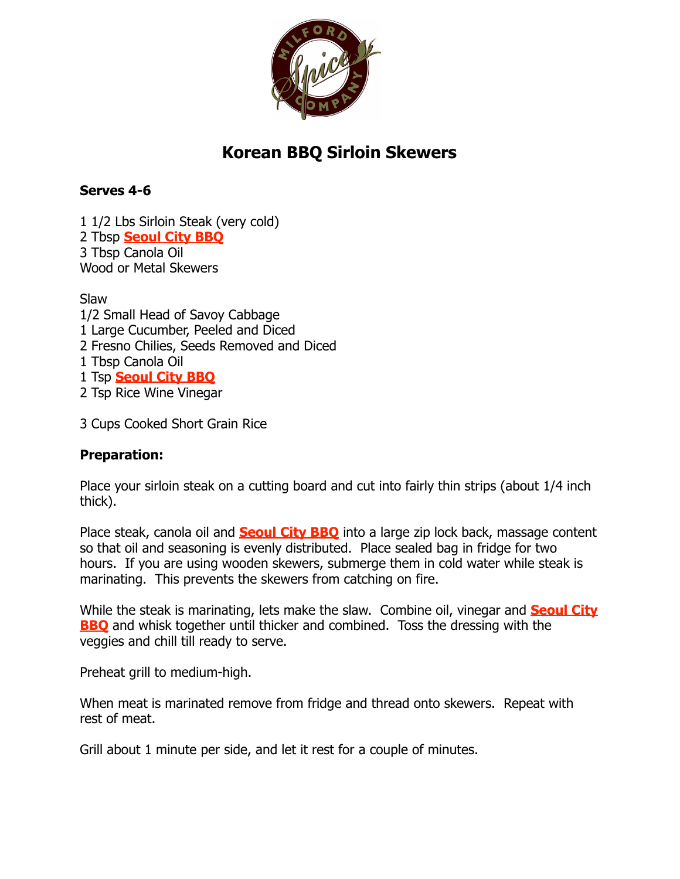# Korean BBQ Sirloin Skewers

**Serves 4-6**

1 1/2 Lbs Sirloin Steak (very cold)
2 Tbsp **Seoul City BBQ**
3 Tbsp Canola Oil
Wood or Metal Skewers

Slaw
1/2 Small Head of Savoy Cabbage
1 Large Cucumber, Peeled and Diced
2 Fresno Chilies, Seeds Removed and Diced
1 Tbsp Canola Oil
1 Tsp **Seoul City BBQ**
2 Tsp Rice Wine Vinegar

3 Cups Cooked Short Grain Rice

**Preparation:**

Place your sirloin steak on a cutting board and cut into fairly thin strips (about 1/4 inch thick).

Place steak, canola oil and **Seoul City BBQ** into a large zip lock back, massage content so that oil and seasoning is evenly distributed. Place sealed bag in fridge for two hours. If you are using wooden skewers, submerge them in cold water while steak is marinating. This prevents the skewers from catching on fire.

While the steak is marinating, lets make the slaw. Combine oil, vinegar and **Seoul City BBQ** and whisk together until thicker and combined. Toss the dressing with the veggies and chill till ready to serve.

Preheat grill to medium-high.

When meat is marinated remove from fridge and thread onto skewers. Repeat with rest of meat.

Grill about 1 minute per side, and let it rest for a couple of minutes.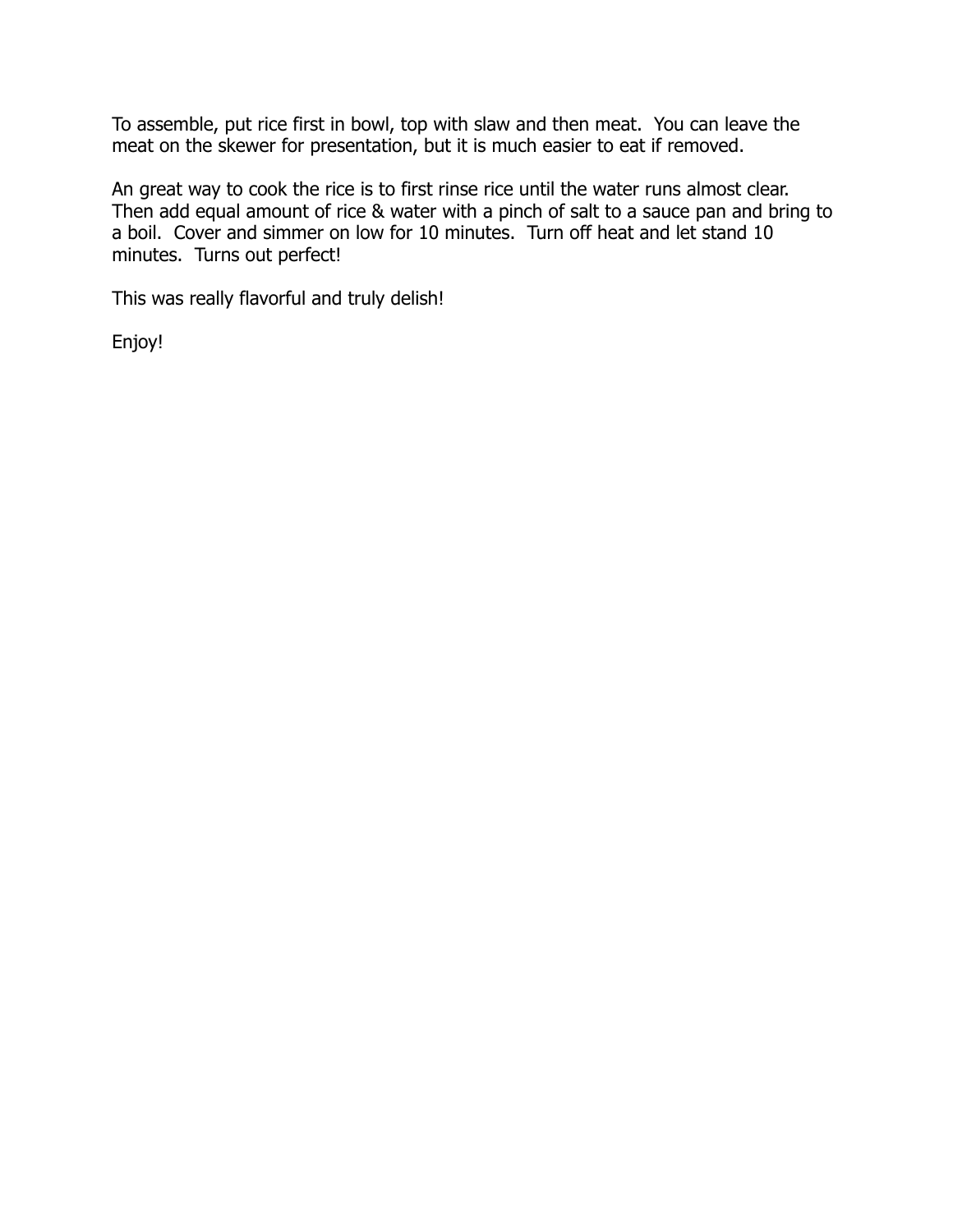To assemble, put rice first in bowl, top with slaw and then meat.  You can leave the meat on the skewer for presentation, but it is much easier to eat if removed.

An great way to cook the rice is to first rinse rice until the water runs almost clear. Then add equal amount of rice & water with a pinch of salt to a sauce pan and bring to a boil.  Cover and simmer on low for 10 minutes.  Turn off heat and let stand 10 minutes.  Turns out perfect!

This was really flavorful and truly delish!

Enjoy!